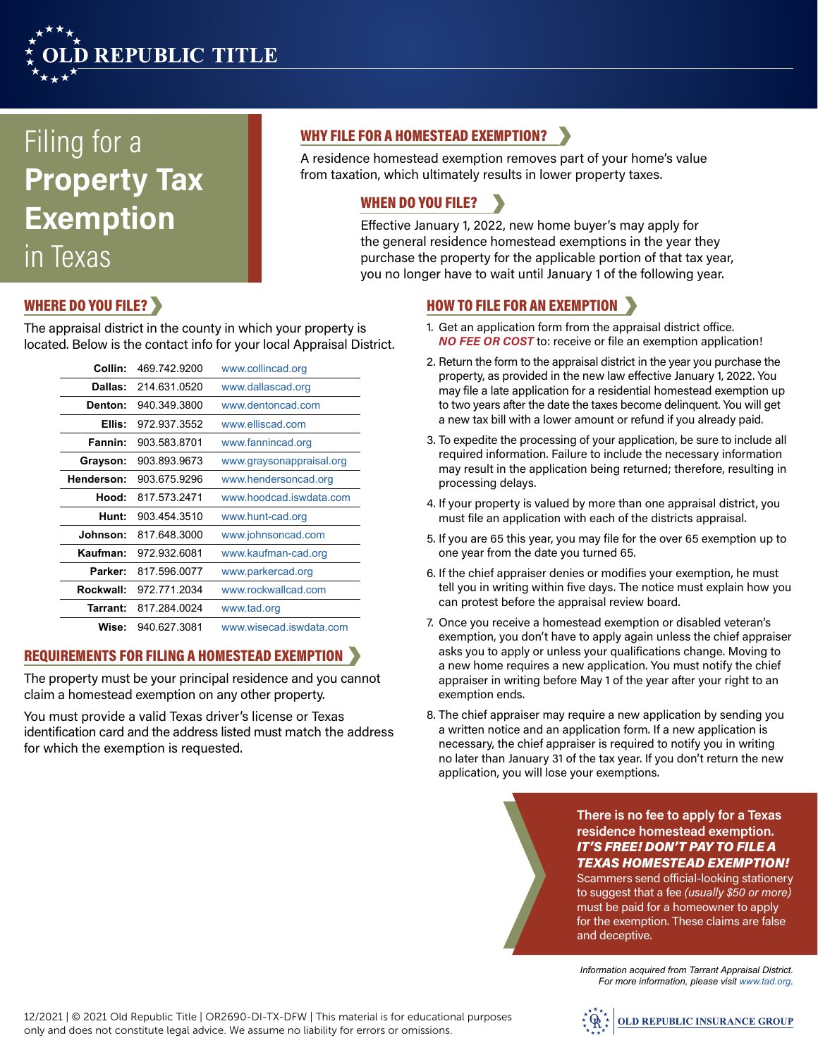OLD REPUBLIC TITLE

# Filing for a **Property Tax Exemption** in Texas

## WHY FILE FOR A HOMESTEAD EXEMPTION?

A residence homestead exemption removes part of your home's value from taxation, which ultimately results in lower property taxes.

## WHEN DO YOU FILE?

Effective January 1, 2022, new home buyer's may apply for the general residence homestead exemptions in the year they purchase the property for the applicable portion of that tax year, you no longer have to wait until January 1 of the following year.

## WHERE DO YOU FILE?

The appraisal district in the county in which your property is located. Below is the contact info for your local Appraisal District.

| County | Phone | Website |
|---|---|---|
| **Collin:** | 469.742.9200 | www.collincad.org |
| **Dallas:** | 214.631.0520 | www.dallascad.org |
| **Denton:** | 940.349.3800 | www.dentoncad.com |
| **Ellis:** | 972.937.3552 | www.elliscad.com |
| **Fannin:** | 903.583.8701 | www.fannincad.org |
| **Grayson:** | 903.893.9673 | www.graysonappraisal.org |
| **Henderson:** | 903.675.9296 | www.hendersoncad.org |
| **Hood:** | 817.573.2471 | www.hoodcad.iswdata.com |
| **Hunt:** | 903.454.3510 | www.hunt-cad.org |
| **Johnson:** | 817.648.3000 | www.johnsoncad.com |
| **Kaufman:** | 972.932.6081 | www.kaufman-cad.org |
| **Parker:** | 817.596.0077 | www.parkercad.org |
| **Rockwall:** | 972.771.2034 | www.rockwallcad.com |
| **Tarrant:** | 817.284.0024 | www.tad.org |
| **Wise:** | 940.627.3081 | www.wisecad.iswdata.com |

## REQUIREMENTS FOR FILING A HOMESTEAD EXEMPTION

The property must be your principal residence and you cannot claim a homestead exemption on any other property.

You must provide a valid Texas driver's license or Texas identification card and the address listed must match the address for which the exemption is requested.

## HOW TO FILE FOR AN EXEMPTION

1. Get an application form from the appraisal district office. ***NO FEE OR COST*** to: receive or file an exemption application!
2. Return the form to the appraisal district in the year you purchase the property, as provided in the new law effective January 1, 2022. You may file a late application for a residential homestead exemption up to two years after the date the taxes become delinquent. You will get a new tax bill with a lower amount or refund if you already paid.
3. To expedite the processing of your application, be sure to include all required information. Failure to include the necessary information may result in the application being returned; therefore, resulting in processing delays.
4. If your property is valued by more than one appraisal district, you must file an application with each of the districts appraisal.
5. If you are 65 this year, you may file for the over 65 exemption up to one year from the date you turned 65.
6. If the chief appraiser denies or modifies your exemption, he must tell you in writing within five days. The notice must explain how you can protest before the appraisal review board.
7. Once you receive a homestead exemption or disabled veteran's exemption, you don't have to apply again unless the chief appraiser asks you to apply or unless your qualifications change. Moving to a new home requires a new application. You must notify the chief appraiser in writing before May 1 of the year after your right to an exemption ends.
8. The chief appraiser may require a new application by sending you a written notice and an application form. If a new application is necessary, the chief appraiser is required to notify you in writing no later than January 31 of the tax year. If you don't return the new application, you will lose your exemptions.

**There is no fee to apply for a Texas residence homestead exemption.** ***IT'S FREE! DON'T PAY TO FILE A TEXAS HOMESTEAD EXEMPTION!*** Scammers send official-looking stationery to suggest that a fee *(usually $50 or more)* must be paid for a homeowner to apply for the exemption. These claims are false and deceptive.

*Information acquired from Tarrant Appraisal District. For more information, please visit www.tad.org.*

12/2021 | © 2021 Old Republic Title | OR2690-DI-TX-DFW | This material is for educational purposes only and does not constitute legal advice. We assume no liability for errors or omissions.

OLD REPUBLIC INSURANCE GROUP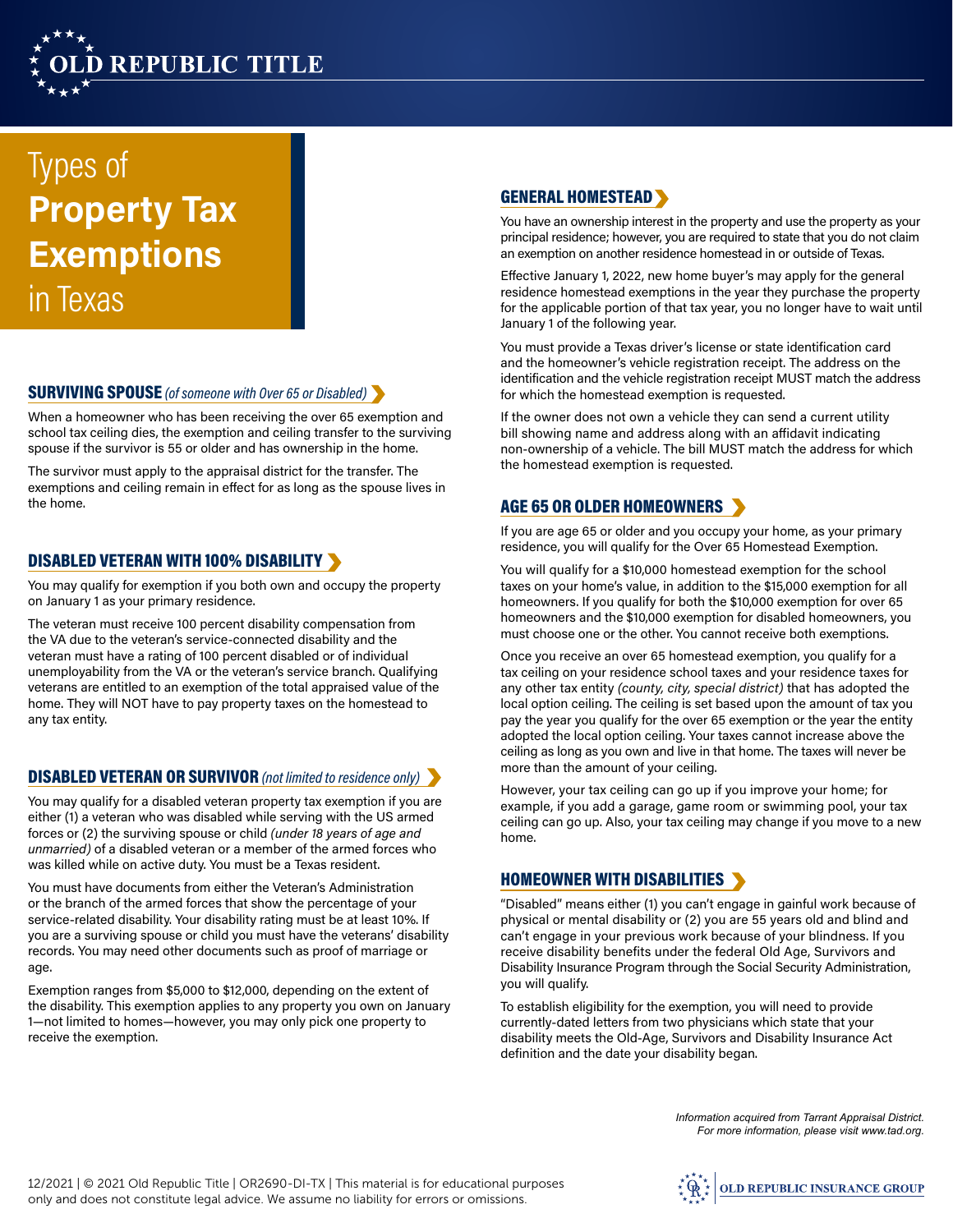# Types of **Property Tax Exemptions** in Texas

## SURVIVING SPOUSE *(of someone with Over 65 or Disabled)*

When a homeowner who has been receiving the over 65 exemption and school tax ceiling dies, the exemption and ceiling transfer to the surviving spouse if the survivor is 55 or older and has ownership in the home.

The survivor must apply to the appraisal district for the transfer. The exemptions and ceiling remain in effect for as long as the spouse lives in the home.

## DISABLED VETERAN WITH 100% DISABILITY

You may qualify for exemption if you both own and occupy the property on January 1 as your primary residence.

The veteran must receive 100 percent disability compensation from the VA due to the veteran's service-connected disability and the veteran must have a rating of 100 percent disabled or of individual unemployability from the VA or the veteran's service branch. Qualifying veterans are entitled to an exemption of the total appraised value of the home. They will NOT have to pay property taxes on the homestead to any tax entity.

## DISABLED VETERAN OR SURVIVOR *(not limited to residence only)*

You may qualify for a disabled veteran property tax exemption if you are either (1) a veteran who was disabled while serving with the US armed forces or (2) the surviving spouse or child *(under 18 years of age and unmarried)* of a disabled veteran or a member of the armed forces who was killed while on active duty. You must be a Texas resident.

You must have documents from either the Veteran's Administration or the branch of the armed forces that show the percentage of your service-related disability. Your disability rating must be at least 10%. If you are a surviving spouse or child you must have the veterans' disability records. You may need other documents such as proof of marriage or age.

Exemption ranges from $5,000 to $12,000, depending on the extent of the disability. This exemption applies to any property you own on January 1—not limited to homes—however, you may only pick one property to receive the exemption.

## GENERAL HOMESTEAD

You have an ownership interest in the property and use the property as your principal residence; however, you are required to state that you do not claim an exemption on another residence homestead in or outside of Texas.

Effective January 1, 2022, new home buyer's may apply for the general residence homestead exemptions in the year they purchase the property for the applicable portion of that tax year, you no longer have to wait until January 1 of the following year.

You must provide a Texas driver's license or state identification card and the homeowner's vehicle registration receipt. The address on the identification and the vehicle registration receipt MUST match the address for which the homestead exemption is requested.

If the owner does not own a vehicle they can send a current utility bill showing name and address along with an affidavit indicating non-ownership of a vehicle. The bill MUST match the address for which the homestead exemption is requested.

## AGE 65 OR OLDER HOMEOWNERS

If you are age 65 or older and you occupy your home, as your primary residence, you will qualify for the Over 65 Homestead Exemption.

You will qualify for a $10,000 homestead exemption for the school taxes on your home's value, in addition to the $15,000 exemption for all homeowners. If you qualify for both the $10,000 exemption for over 65 homeowners and the $10,000 exemption for disabled homeowners, you must choose one or the other. You cannot receive both exemptions.

Once you receive an over 65 homestead exemption, you qualify for a tax ceiling on your residence school taxes and your residence taxes for any other tax entity *(county, city, special district)* that has adopted the local option ceiling. The ceiling is set based upon the amount of tax you pay the year you qualify for the over 65 exemption or the year the entity adopted the local option ceiling. Your taxes cannot increase above the ceiling as long as you own and live in that home. The taxes will never be more than the amount of your ceiling.

However, your tax ceiling can go up if you improve your home; for example, if you add a garage, game room or swimming pool, your tax ceiling can go up. Also, your tax ceiling may change if you move to a new home.

## HOMEOWNER WITH DISABILITIES

"Disabled" means either (1) you can't engage in gainful work because of physical or mental disability or (2) you are 55 years old and blind and can't engage in your previous work because of your blindness. If you receive disability benefits under the federal Old Age, Survivors and Disability Insurance Program through the Social Security Administration, you will qualify.

To establish eligibility for the exemption, you will need to provide currently-dated letters from two physicians which state that your disability meets the Old-Age, Survivors and Disability Insurance Act definition and the date your disability began.

*Information acquired from Tarrant Appraisal District. For more information, please visit www.tad.org.*

12/2021 | © 2021 Old Republic Title | OR2690-DI-TX | This material is for educational purposes only and does not constitute legal advice. We assume no liability for errors or omissions.